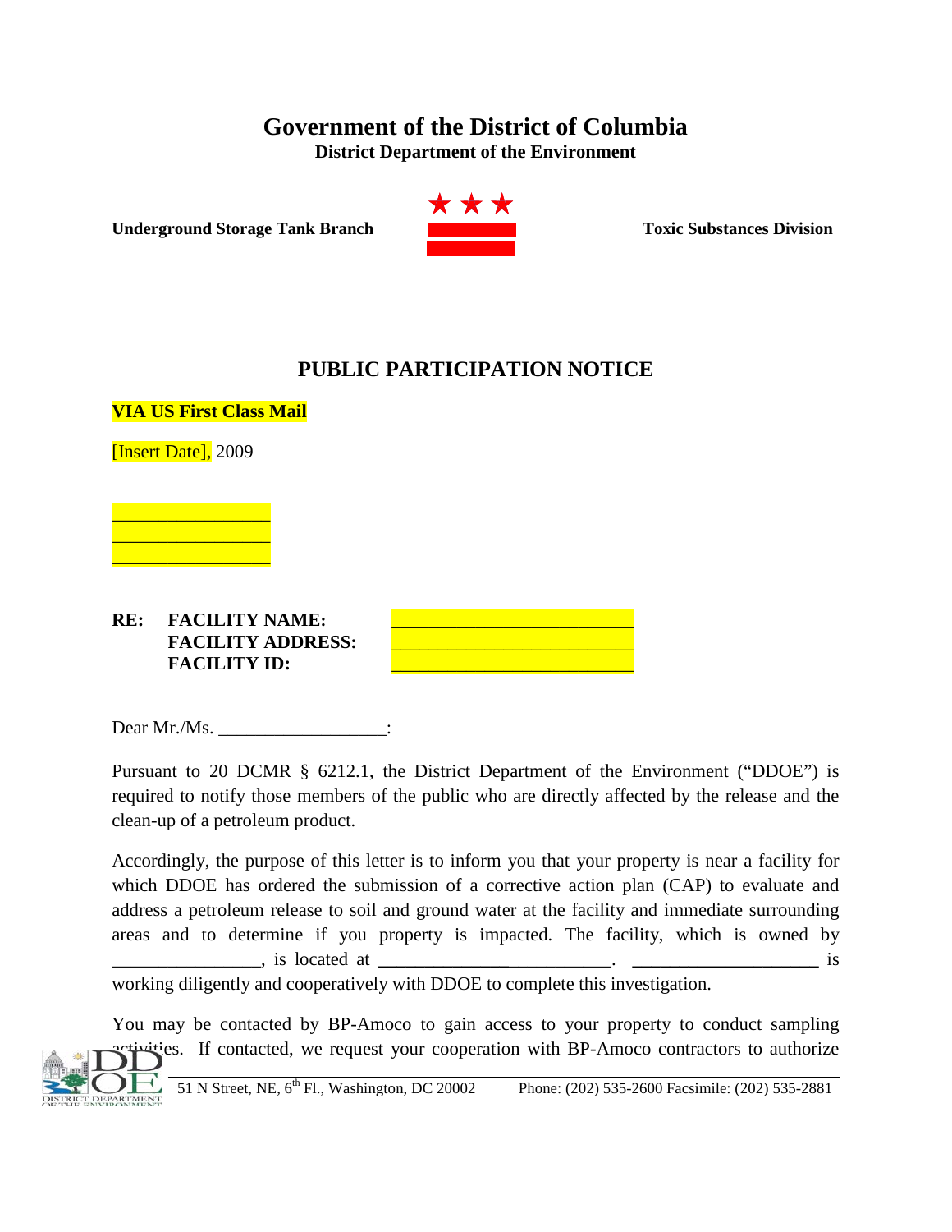# Government of the District of Columbia

**District Department of the Environment**

**Underground Storage Tank Branch** **Toxic Substances Division**

## PUBLIC PARTICIPATION NOTICE

**VIA US First Class Mail**

[Insert Date], 2009

\_\_\_\_\_\_\_\_\_\_\_\_\_\_\_\_\_
\_\_\_\_\_\_\_\_\_\_\_\_\_\_\_\_\_
\_\_\_\_\_\_\_\_\_\_\_\_\_\_\_\_\_

**RE: FACILITY NAME:** \_\_\_\_\_\_\_\_\_\_\_\_\_\_\_\_\_\_\_\_\_\_\_\_\_
**FACILITY ADDRESS:** \_\_\_\_\_\_\_\_\_\_\_\_\_\_\_\_\_\_\_\_\_\_\_\_\_
**FACILITY ID:** \_\_\_\_\_\_\_\_\_\_\_\_\_\_\_\_\_\_\_\_\_\_\_\_\_

Dear Mr./Ms. \_\_\_\_\_\_\_\_\_\_\_\_\_\_\_\_\_\_:

Pursuant to 20 DCMR § 6212.1, the District Department of the Environment ("DDOE") is required to notify those members of the public who are directly affected by the release and the clean-up of a petroleum product.

Accordingly, the purpose of this letter is to inform you that your property is near a facility for which DDOE has ordered the submission of a corrective action plan (CAP) to evaluate and address a petroleum release to soil and ground water at the facility and immediate surrounding areas and to determine if you property is impacted. The facility, which is owned by \_\_\_\_\_\_\_\_\_\_\_\_\_\_\_\_, is located at \_\_\_\_\_\_\_\_\_\_\_\_\_\_\_\_\_\_\_\_\_\_\_\_\_\_. \_\_\_\_\_\_\_\_\_\_\_\_\_\_\_\_\_\_\_\_ is working diligently and cooperatively with DDOE to complete this investigation.

You may be contacted by BP-Amoco to gain access to your property to conduct sampling activities. If contacted, we request your cooperation with BP-Amoco contractors to authorize

51 N Street, NE, 6th Fl., Washington, DC 20002 Phone: (202) 535-2600 Facsimile: (202) 535-2881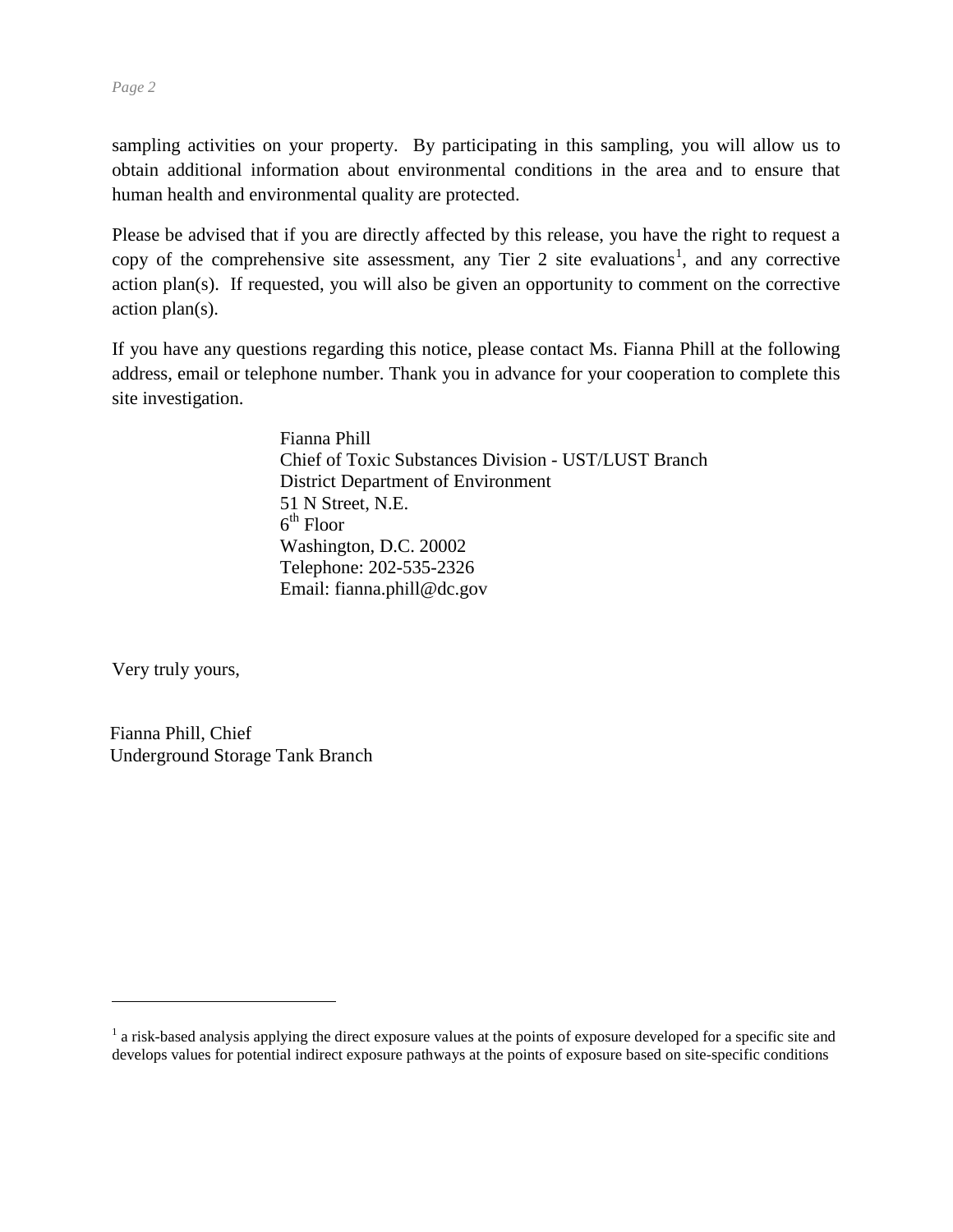sampling activities on your property. By participating in this sampling, you will allow us to obtain additional information about environmental conditions in the area and to ensure that human health and environmental quality are protected.

Please be advised that if you are directly affected by this release, you have the right to request a copy of the comprehensive site assessment, any Tier 2 site evaluations[1], and any corrective action plan(s). If requested, you will also be given an opportunity to comment on the corrective action plan(s).

If you have any questions regarding this notice, please contact Ms. Fianna Phill at the following address, email or telephone number. Thank you in advance for your cooperation to complete this site investigation.

Fianna Phill
Chief of Toxic Substances Division - UST/LUST Branch
District Department of Environment
51 N Street, N.E.
6th Floor
Washington, D.C. 20002
Telephone: 202-535-2326
Email: fianna.phill@dc.gov

Very truly yours,

Fianna Phill, Chief
Underground Storage Tank Branch

---

[1] a risk-based analysis applying the direct exposure values at the points of exposure developed for a specific site and develops values for potential indirect exposure pathways at the points of exposure based on site-specific conditions